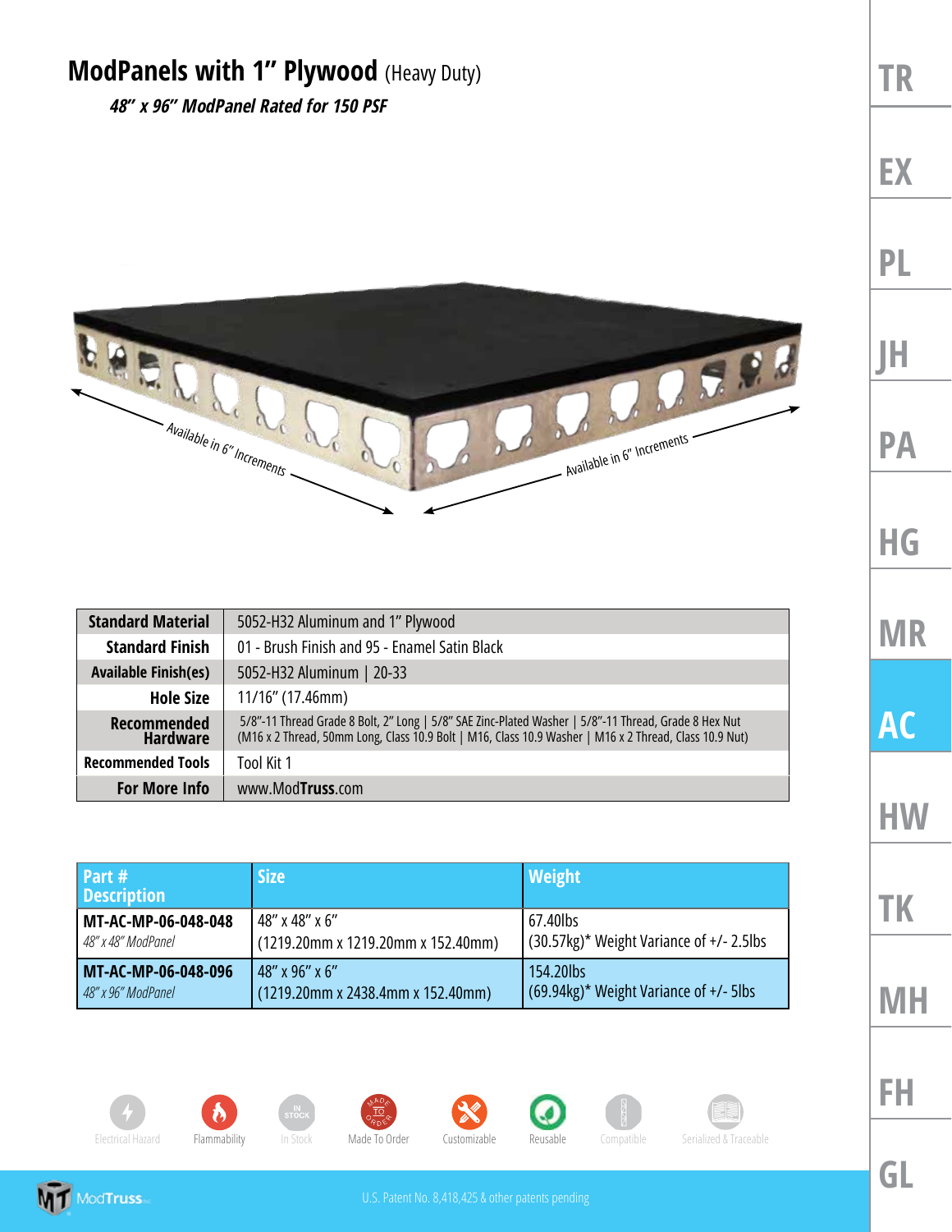# ModPanels with 1" Plywood (Heavy Duty)

***48" x 96" ModPanel Rated for 150 PSF***

Available in 6" Increments

Available in 6" Increments

| | |
|---|---|
| **Standard Material** | 5052-H32 Aluminum and 1" Plywood |
| **Standard Finish** | 01 - Brush Finish and 95 - Enamel Satin Black |
| **Available Finish(es)** | 5052-H32 Aluminum \| 20-33 |
| **Hole Size** | 11/16" (17.46mm) |
| **Recommended Hardware** | 5/8"-11 Thread Grade 8 Bolt, 2" Long \| 5/8" SAE Zinc-Plated Washer \| 5/8"-11 Thread, Grade 8 Hex Nut (M16 x 2 Thread, 50mm Long, Class 10.9 Bolt \| M16, Class 10.9 Washer \| M16 x 2 Thread, Class 10.9 Nut) |
| **Recommended Tools** | Tool Kit 1 |
| **For More Info** | www.ModTruss.com |

| Part # Description | Size | Weight |
|---|---|---|
| **MT-AC-MP-06-048-048** *48" x 48" ModPanel* | 48" x 48" x 6" (1219.20mm x 1219.20mm x 152.40mm) | 67.40lbs (30.57kg)* Weight Variance of +/- 2.5lbs |
| **MT-AC-MP-06-048-096** *48" x 96" ModPanel* | 48" x 96" x 6" (1219.20mm x 2438.4mm x 152.40mm) | 154.20lbs (69.94kg)* Weight Variance of +/- 5lbs |

Electrical Hazard | Flammability | In Stock | Made To Order | Customizable | Reusable | Compatible | Serialized & Traceable

U.S. Patent No. 8,418,425 & other patents pending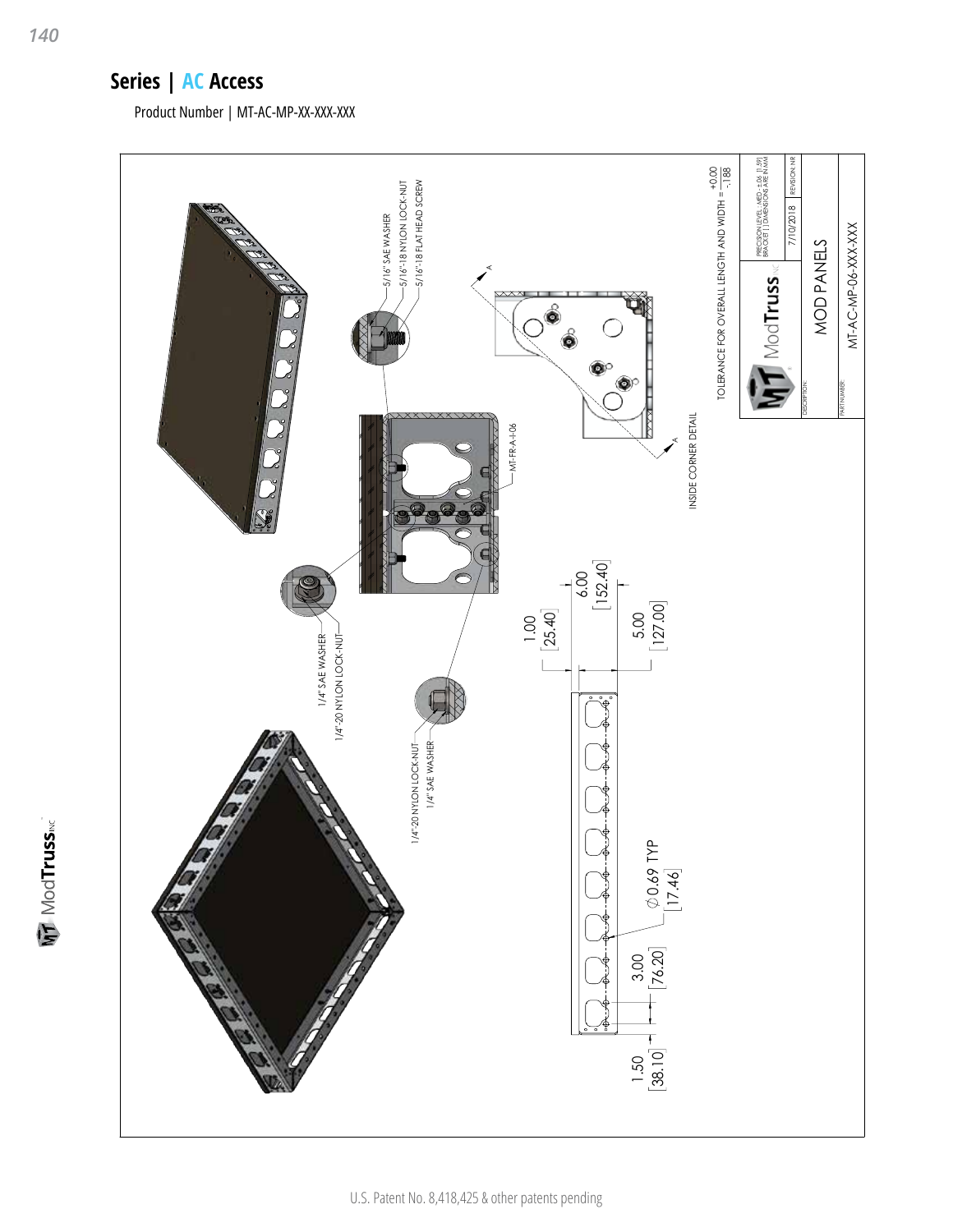## Series | AC Access

Product Number | MT-AC-MP-XX-XXX-XXX

5/16"-18 FLAT HEAD SCREW
5/16"-18 NYLON LOCK-NUT
5/16" SAE WASHER

MT-FR-A-I-06

INSIDE CORNER DETAIL

1/4" SAE WASHER
1/4"-20 NYLON LOCK-NUT

1/4"-20 NYLON LOCK-NUT
1/4" SAE WASHER

1.00 [25.40]

6.00 [152.40]

5.00 [127.00]

∅0.69 TYP [17.46]

3.00 [76.20]

1.50 [38.10]

TOLERANCE FOR OVERALL LENGTH AND WIDTH = $^{+0.00}_{-.188}$

PRECISION LEVEL - MED - ±.06 [1.59]
BRACKET [ ] DIMENSIONS ARE IN MM

7/10/2018

REVISION: NR

DESCRIPTION: MOD PANELS

PART NUMBER: MT-AC-MP-06-XXX-XXX

U.S. Patent No. 8,418,425 & other patents pending